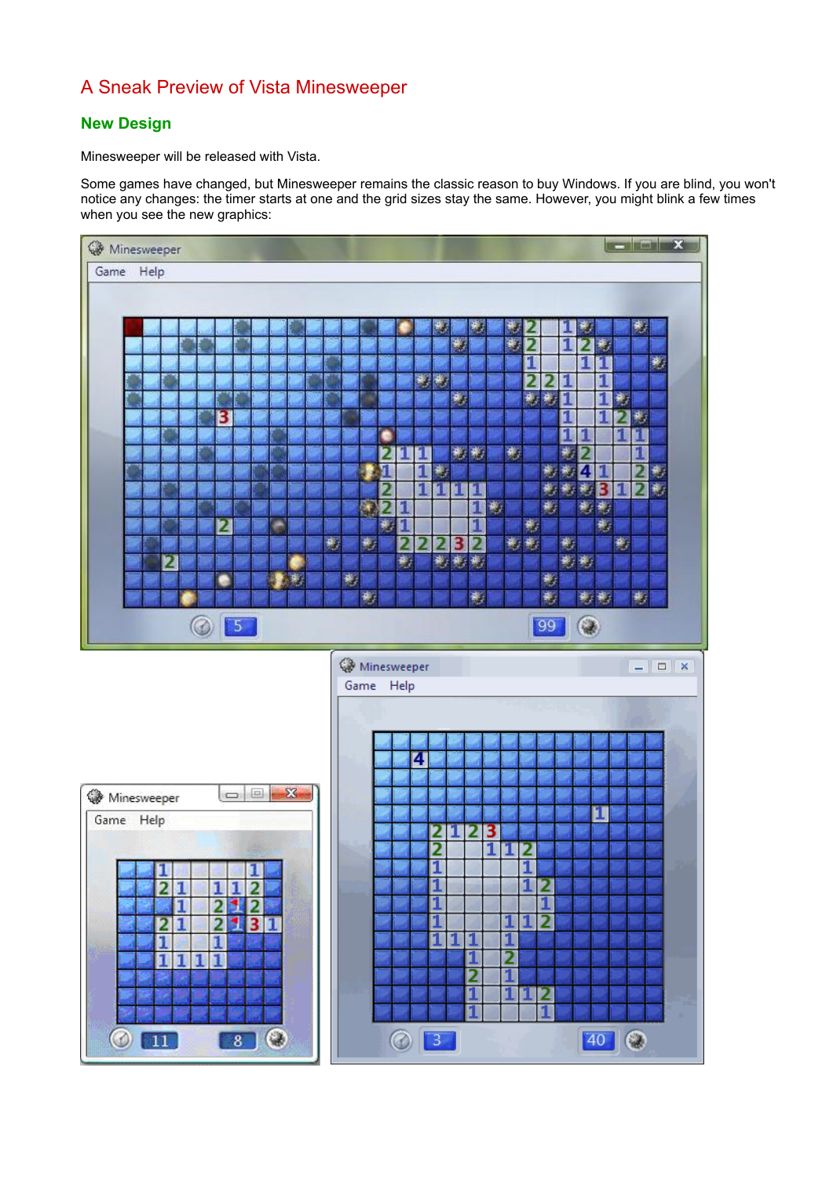# A Sneak Preview of Vista Minesweeper

## New Design

Minesweeper will be released with Vista.

Some games have changed, but Minesweeper remains the classic reason to buy Windows. If you are blind, you won't notice any changes: the timer starts at one and the grid sizes stay the same. However, you might blink a few times when you see the new graphics: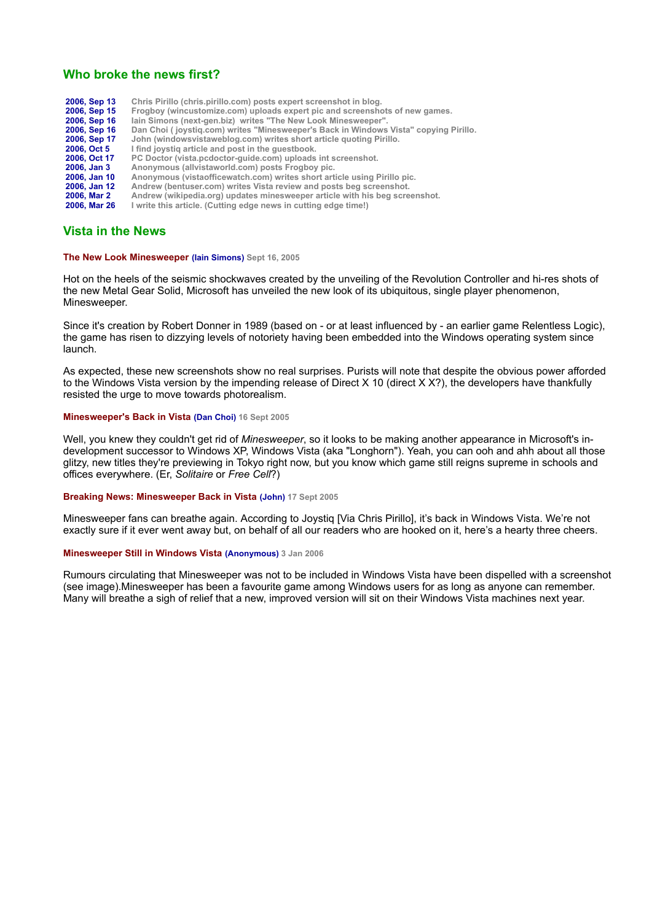## Who broke the news first?

| | |
|---|---|
| **2006, Sep 13** | Chris Pirillo (chris.pirillo.com) posts expert screenshot in blog. |
| **2006, Sep 15** | Frogboy (wincustomize.com) uploads expert pic and screenshots of new games. |
| **2006, Sep 16** | Iain Simons (next-gen.biz) writes "The New Look Minesweeper". |
| **2006, Sep 16** | Dan Choi ( joystiq.com) writes "Minesweeper's Back in Windows Vista" copying Pirillo. |
| **2006, Sep 17** | John (windowsvistaweblog.com) writes short article quoting Pirillo. |
| **2006, Oct 5** | I find joystiq article and post in the guestbook. |
| **2006, Oct 17** | PC Doctor (vista.pcdoctor-guide.com) uploads int screenshot. |
| **2006, Jan 3** | Anonymous (allvistaworld.com) posts Frogboy pic. |
| **2006, Jan 10** | Anonymous (vistaofficewatch.com) writes short article using Pirillo pic. |
| **2006, Jan 12** | Andrew (bentuser.com) writes Vista review and posts beg screenshot. |
| **2006, Mar 2** | Andrew (wikipedia.org) updates minesweeper article with his beg screenshot. |
| **2006, Mar 26** | I write this article. (Cutting edge news in cutting edge time!) |

## Vista in the News

**The New Look Minesweeper** **(Iain Simons)** Sept 16, 2005

Hot on the heels of the seismic shockwaves created by the unveiling of the Revolution Controller and hi-res shots of the new Metal Gear Solid, Microsoft has unveiled the new look of its ubiquitous, single player phenomenon, Minesweeper.

Since it's creation by Robert Donner in 1989 (based on - or at least influenced by - an earlier game Relentless Logic), the game has risen to dizzying levels of notoriety having been embedded into the Windows operating system since launch.

As expected, these new screenshots show no real surprises. Purists will note that despite the obvious power afforded to the Windows Vista version by the impending release of Direct X 10 (direct X X?), the developers have thankfully resisted the urge to move towards photorealism.

**Minesweeper's Back in Vista** **(Dan Choi)** 16 Sept 2005

Well, you knew they couldn't get rid of *Minesweeper*, so it looks to be making another appearance in Microsoft's in-development successor to Windows XP, Windows Vista (aka "Longhorn"). Yeah, you can ooh and ahh about all those glitzy, new titles they're previewing in Tokyo right now, but you know which game still reigns supreme in schools and offices everywhere. (Er, *Solitaire* or *Free Cell*?)

**Breaking News: Minesweeper Back in Vista** **(John)** 17 Sept 2005

Minesweeper fans can breathe again. According to Joystiq [Via Chris Pirillo], it's back in Windows Vista. We're not exactly sure if it ever went away but, on behalf of all our readers who are hooked on it, here's a hearty three cheers.

**Minesweeper Still in Windows Vista** **(Anonymous)** 3 Jan 2006

Rumours circulating that Minesweeper was not to be included in Windows Vista have been dispelled with a screenshot (see image).Minesweeper has been a favourite game among Windows users for as long as anyone can remember. Many will breathe a sigh of relief that a new, improved version will sit on their Windows Vista machines next year.